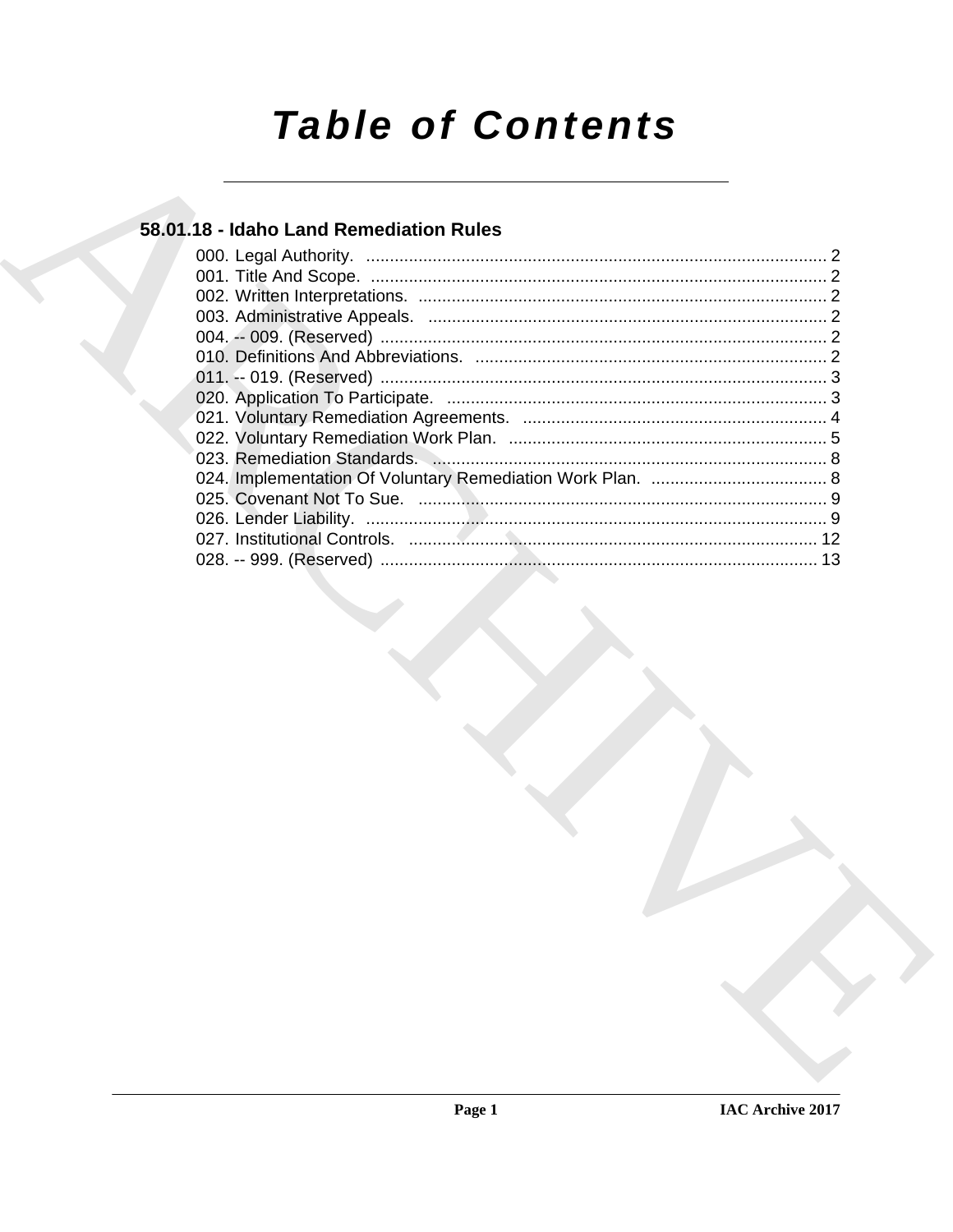# Table of Contents

## 58.01.18 - Idaho Land Remediation Rules

000. Legal Authority. .......... 2
001. Title And Scope. .......... 2
002. Written Interpretations. .......... 2
003. Administrative Appeals. .......... 2
004. -- 009. (Reserved) .......... 2
010. Definitions And Abbreviations. .......... 2
011. -- 019. (Reserved) .......... 3
020. Application To Participate. .......... 3
021. Voluntary Remediation Agreements. .......... 4
022. Voluntary Remediation Work Plan. .......... 5
023. Remediation Standards. .......... 8
024. Implementation Of Voluntary Remediation Work Plan. .......... 8
025. Covenant Not To Sue. .......... 9
026. Lender Liability. .......... 9
027. Institutional Controls. .......... 12
028. -- 999. (Reserved) .......... 13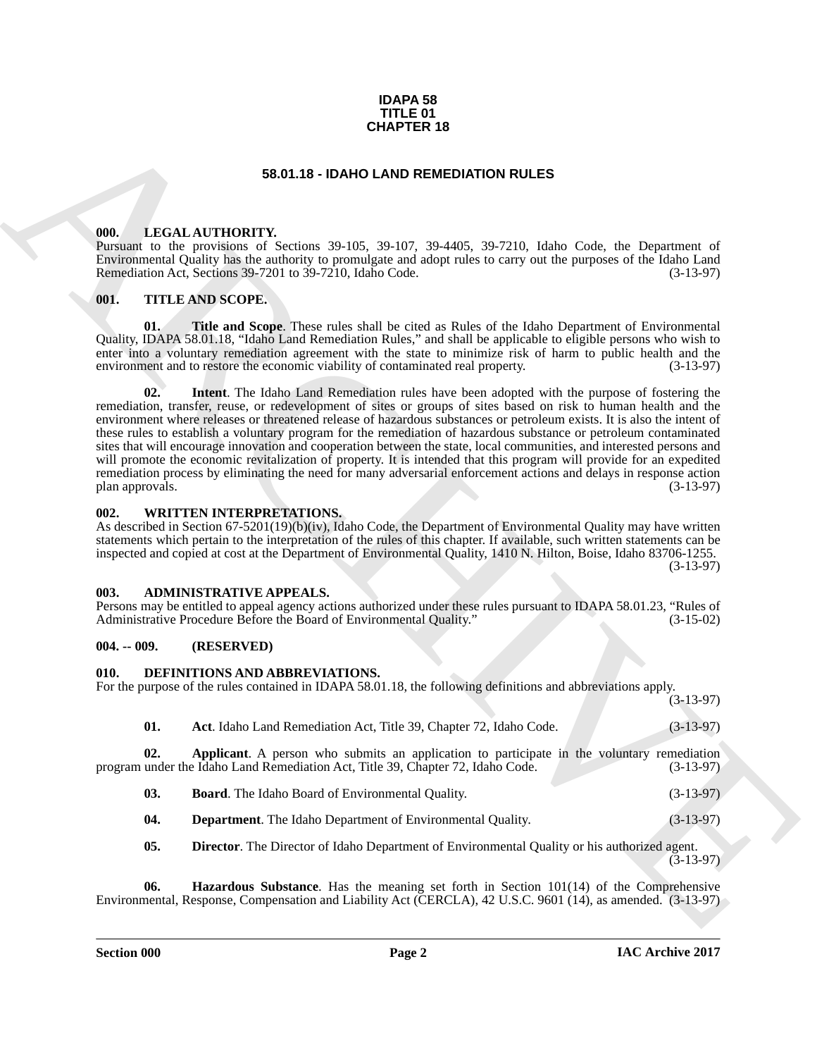**IDAPA 58**
**TITLE 01**
**CHAPTER 18**

# 58.01.18 - IDAHO LAND REMEDIATION RULES

### 000. LEGAL AUTHORITY.

Pursuant to the provisions of Sections 39-105, 39-107, 39-4405, 39-7210, Idaho Code, the Department of Environmental Quality has the authority to promulgate and adopt rules to carry out the purposes of the Idaho Land Remediation Act, Sections 39-7201 to 39-7210, Idaho Code. (3-13-97)

### 001. TITLE AND SCOPE.

**01. Title and Scope**. These rules shall be cited as Rules of the Idaho Department of Environmental Quality, IDAPA 58.01.18, "Idaho Land Remediation Rules," and shall be applicable to eligible persons who wish to enter into a voluntary remediation agreement with the state to minimize risk of harm to public health and the environment and to restore the economic viability of contaminated real property. (3-13-97)

**02. Intent**. The Idaho Land Remediation rules have been adopted with the purpose of fostering the remediation, transfer, reuse, or redevelopment of sites or groups of sites based on risk to human health and the environment where releases or threatened release of hazardous substances or petroleum exists. It is also the intent of these rules to establish a voluntary program for the remediation of hazardous substance or petroleum contaminated sites that will encourage innovation and cooperation between the state, local communities, and interested persons and will promote the economic revitalization of property. It is intended that this program will provide for an expedited remediation process by eliminating the need for many adversarial enforcement actions and delays in response action plan approvals. (3-13-97)

### 002. WRITTEN INTERPRETATIONS.

As described in Section 67-5201(19)(b)(iv), Idaho Code, the Department of Environmental Quality may have written statements which pertain to the interpretation of the rules of this chapter. If available, such written statements can be inspected and copied at cost at the Department of Environmental Quality, 1410 N. Hilton, Boise, Idaho 83706-1255. (3-13-97)

### 003. ADMINISTRATIVE APPEALS.

Persons may be entitled to appeal agency actions authorized under these rules pursuant to IDAPA 58.01.23, "Rules of Administrative Procedure Before the Board of Environmental Quality." (3-15-02)

### 004. -- 009. (RESERVED)

### 010. DEFINITIONS AND ABBREVIATIONS.

For the purpose of the rules contained in IDAPA 58.01.18, the following definitions and abbreviations apply. (3-13-97)

**01. Act**. Idaho Land Remediation Act, Title 39, Chapter 72, Idaho Code. (3-13-97)

**02. Applicant**. A person who submits an application to participate in the voluntary remediation program under the Idaho Land Remediation Act, Title 39, Chapter 72, Idaho Code. (3-13-97)

**03. Board**. The Idaho Board of Environmental Quality. (3-13-97)

**04. Department**. The Idaho Department of Environmental Quality. (3-13-97)

**05. Director**. The Director of Idaho Department of Environmental Quality or his authorized agent. (3-13-97)

**06. Hazardous Substance**. Has the meaning set forth in Section 101(14) of the Comprehensive Environmental, Response, Compensation and Liability Act (CERCLA), 42 U.S.C. 9601 (14), as amended. (3-13-97)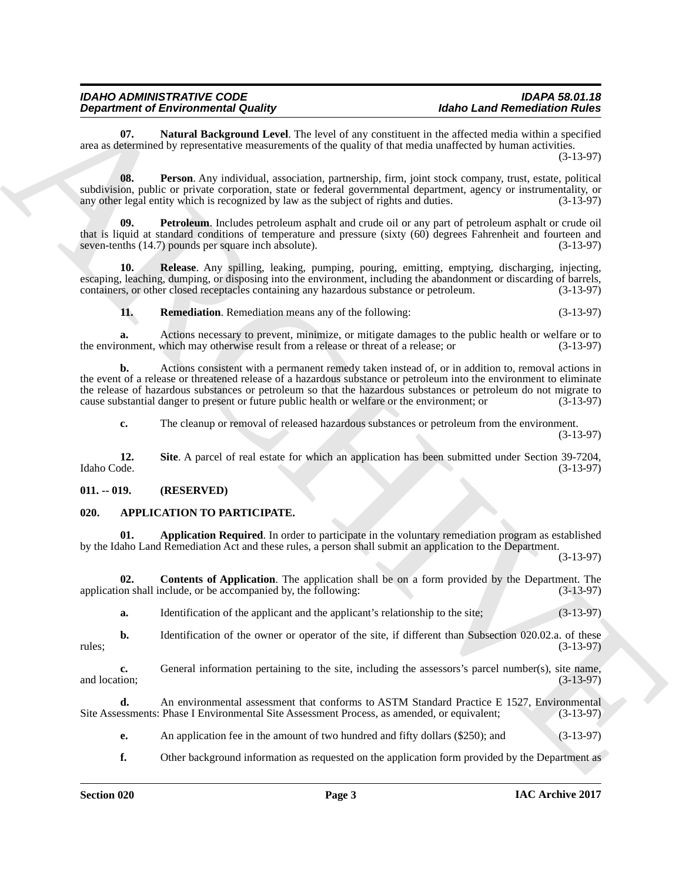**07. Natural Background Level**. The level of any constituent in the affected media within a specified area as determined by representative measurements of the quality of that media unaffected by human activities. (3-13-97)

**08. Person**. Any individual, association, partnership, firm, joint stock company, trust, estate, political subdivision, public or private corporation, state or federal governmental department, agency or instrumentality, or any other legal entity which is recognized by law as the subject of rights and duties. (3-13-97)

**09. Petroleum**. Includes petroleum asphalt and crude oil or any part of petroleum asphalt or crude oil that is liquid at standard conditions of temperature and pressure (sixty (60) degrees Fahrenheit and fourteen and seven-tenths (14.7) pounds per square inch absolute). (3-13-97)

**10. Release**. Any spilling, leaking, pumping, pouring, emitting, emptying, discharging, injecting, escaping, leaching, dumping, or disposing into the environment, including the abandonment or discarding of barrels, containers, or other closed receptacles containing any hazardous substance or petroleum. (3-13-97)

**11. Remediation**. Remediation means any of the following: (3-13-97)

**a.** Actions necessary to prevent, minimize, or mitigate damages to the public health or welfare or to the environment, which may otherwise result from a release or threat of a release; or (3-13-97)

**b.** Actions consistent with a permanent remedy taken instead of, or in addition to, removal actions in the event of a release or threatened release of a hazardous substance or petroleum into the environment to eliminate the release of hazardous substances or petroleum so that the hazardous substances or petroleum do not migrate to cause substantial danger to present or future public health or welfare or the environment; or (3-13-97)

**c.** The cleanup or removal of released hazardous substances or petroleum from the environment. (3-13-97)

**12. Site**. A parcel of real estate for which an application has been submitted under Section 39-7204, Idaho Code. (3-13-97)

## 011. -- 019. (RESERVED)

## 020. APPLICATION TO PARTICIPATE.

**01. Application Required**. In order to participate in the voluntary remediation program as established by the Idaho Land Remediation Act and these rules, a person shall submit an application to the Department. (3-13-97)

**02. Contents of Application**. The application shall be on a form provided by the Department. The application shall include, or be accompanied by, the following: (3-13-97)

**a.** Identification of the applicant and the applicant's relationship to the site; (3-13-97)

**b.** Identification of the owner or operator of the site, if different than Subsection 020.02.a. of these rules; (3-13-97)

**c.** General information pertaining to the site, including the assessors's parcel number(s), site name, and location; (3-13-97)

**d.** An environmental assessment that conforms to ASTM Standard Practice E 1527, Environmental Site Assessments: Phase I Environmental Site Assessment Process, as amended, or equivalent; (3-13-97)

**e.** An application fee in the amount of two hundred and fifty dollars ($250); and (3-13-97)

**f.** Other background information as requested on the application form provided by the Department as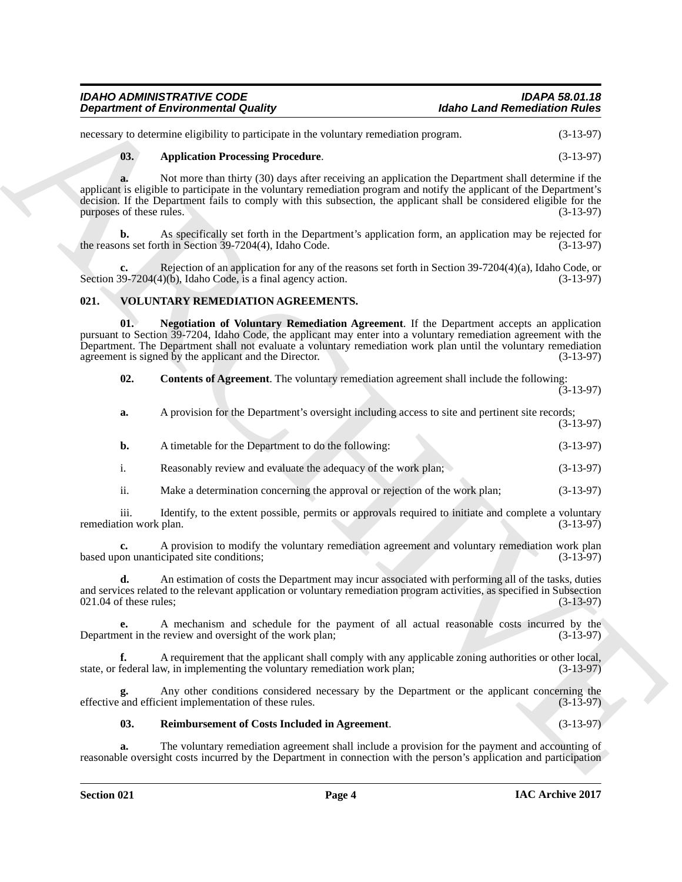necessary to determine eligibility to participate in the voluntary remediation program. (3-13-97)

**03. Application Processing Procedure**. (3-13-97)

**a.** Not more than thirty (30) days after receiving an application the Department shall determine if the applicant is eligible to participate in the voluntary remediation program and notify the applicant of the Department's decision. If the Department fails to comply with this subsection, the applicant shall be considered eligible for the purposes of these rules. (3-13-97)

**b.** As specifically set forth in the Department's application form, an application may be rejected for the reasons set forth in Section 39-7204(4), Idaho Code. (3-13-97)

**c.** Rejection of an application for any of the reasons set forth in Section 39-7204(4)(a), Idaho Code, or Section 39-7204(4)(b), Idaho Code, is a final agency action. (3-13-97)

## 021. VOLUNTARY REMEDIATION AGREEMENTS.

**01. Negotiation of Voluntary Remediation Agreement**. If the Department accepts an application pursuant to Section 39-7204, Idaho Code, the applicant may enter into a voluntary remediation agreement with the Department. The Department shall not evaluate a voluntary remediation work plan until the voluntary remediation agreement is signed by the applicant and the Director. (3-13-97)

**02. Contents of Agreement**. The voluntary remediation agreement shall include the following: (3-13-97)

**a.** A provision for the Department's oversight including access to site and pertinent site records; (3-13-97)

**b.** A timetable for the Department to do the following: (3-13-97)

i. Reasonably review and evaluate the adequacy of the work plan; (3-13-97)

ii. Make a determination concerning the approval or rejection of the work plan; (3-13-97)

iii. Identify, to the extent possible, permits or approvals required to initiate and complete a voluntary remediation work plan. (3-13-97)

**c.** A provision to modify the voluntary remediation agreement and voluntary remediation work plan based upon unanticipated site conditions; (3-13-97)

**d.** An estimation of costs the Department may incur associated with performing all of the tasks, duties and services related to the relevant application or voluntary remediation program activities, as specified in Subsection 021.04 of these rules; (3-13-97)

**e.** A mechanism and schedule for the payment of all actual reasonable costs incurred by the Department in the review and oversight of the work plan; (3-13-97)

**f.** A requirement that the applicant shall comply with any applicable zoning authorities or other local, state, or federal law, in implementing the voluntary remediation work plan; (3-13-97)

**g.** Any other conditions considered necessary by the Department or the applicant concerning the effective and efficient implementation of these rules. (3-13-97)

**03. Reimbursement of Costs Included in Agreement**. (3-13-97)

**a.** The voluntary remediation agreement shall include a provision for the payment and accounting of reasonable oversight costs incurred by the Department in connection with the person's application and participation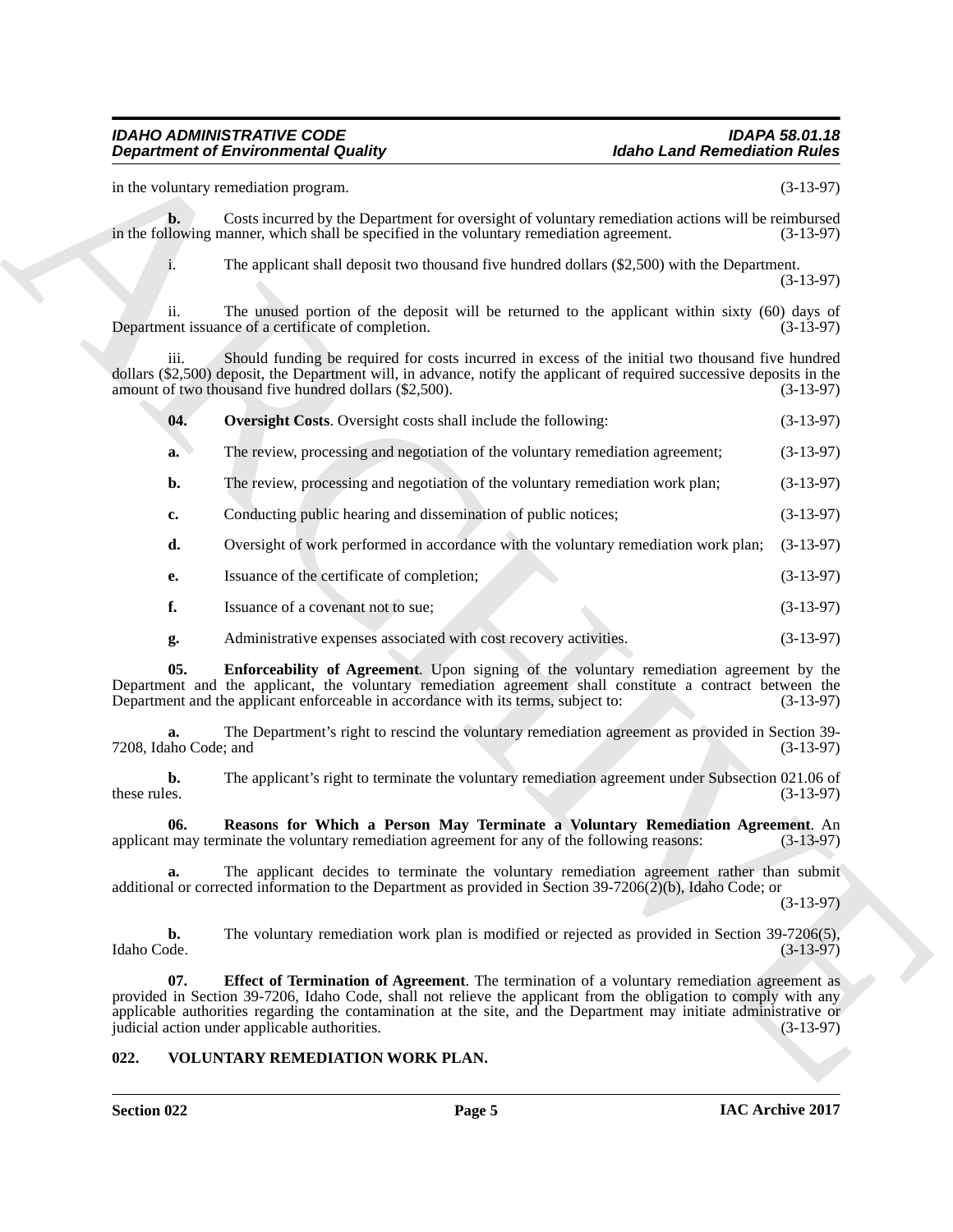in the voluntary remediation program. (3-13-97)

**b.** Costs incurred by the Department for oversight of voluntary remediation actions will be reimbursed in the following manner, which shall be specified in the voluntary remediation agreement. (3-13-97)

i. The applicant shall deposit two thousand five hundred dollars ($2,500) with the Department. (3-13-97)

ii. The unused portion of the deposit will be returned to the applicant within sixty (60) days of Department issuance of a certificate of completion. (3-13-97)

iii. Should funding be required for costs incurred in excess of the initial two thousand five hundred dollars ($2,500) deposit, the Department will, in advance, notify the applicant of required successive deposits in the amount of two thousand five hundred dollars ($2,500). (3-13-97)

**04. Oversight Costs**. Oversight costs shall include the following: (3-13-97)

**a.** The review, processing and negotiation of the voluntary remediation agreement; (3-13-97)

**b.** The review, processing and negotiation of the voluntary remediation work plan; (3-13-97)

**c.** Conducting public hearing and dissemination of public notices; (3-13-97)

**d.** Oversight of work performed in accordance with the voluntary remediation work plan; (3-13-97)

**e.** Issuance of the certificate of completion; (3-13-97)

**f.** Issuance of a covenant not to sue; (3-13-97)

**g.** Administrative expenses associated with cost recovery activities. (3-13-97)

**05. Enforceability of Agreement**. Upon signing of the voluntary remediation agreement by the Department and the applicant, the voluntary remediation agreement shall constitute a contract between the Department and the applicant enforceable in accordance with its terms, subject to: (3-13-97)

**a.** The Department's right to rescind the voluntary remediation agreement as provided in Section 39-7208, Idaho Code; and (3-13-97)

**b.** The applicant's right to terminate the voluntary remediation agreement under Subsection 021.06 of these rules. (3-13-97)

**06. Reasons for Which a Person May Terminate a Voluntary Remediation Agreement**. An applicant may terminate the voluntary remediation agreement for any of the following reasons: (3-13-97)

**a.** The applicant decides to terminate the voluntary remediation agreement rather than submit additional or corrected information to the Department as provided in Section 39-7206(2)(b), Idaho Code; or (3-13-97)

**b.** The voluntary remediation work plan is modified or rejected as provided in Section 39-7206(5), Idaho Code. (3-13-97)

**07. Effect of Termination of Agreement**. The termination of a voluntary remediation agreement as provided in Section 39-7206, Idaho Code, shall not relieve the applicant from the obligation to comply with any applicable authorities regarding the contamination at the site, and the Department may initiate administrative or judicial action under applicable authorities. (3-13-97)

## 022. VOLUNTARY REMEDIATION WORK PLAN.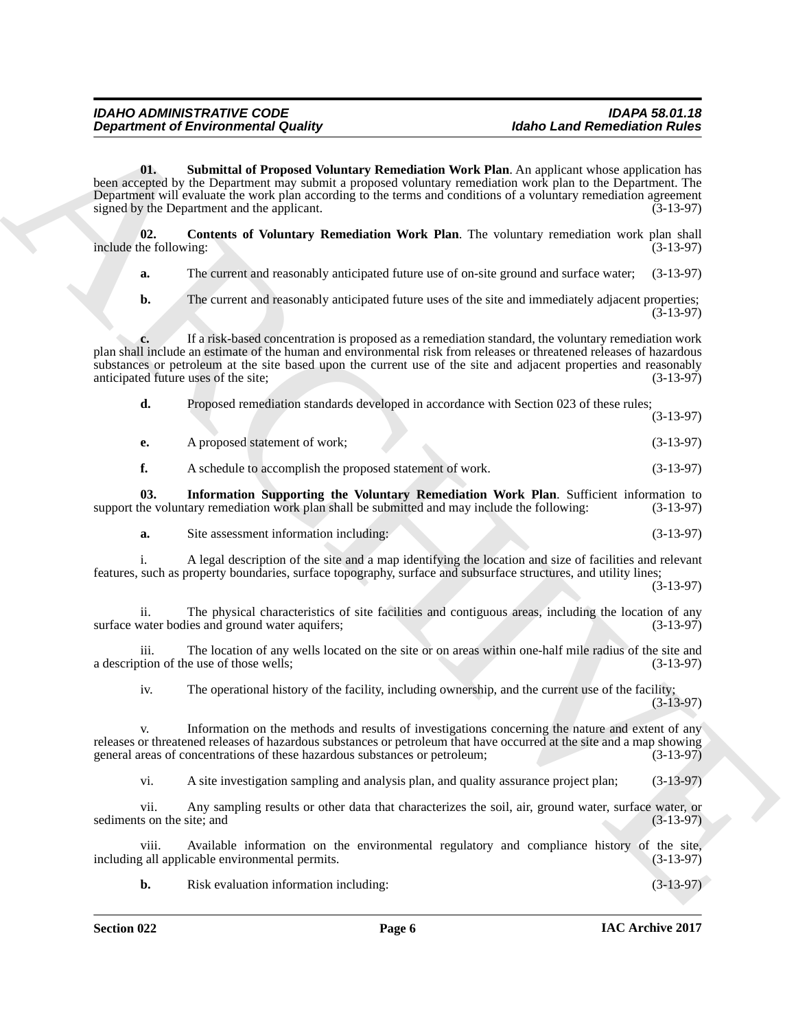**01. Submittal of Proposed Voluntary Remediation Work Plan**. An applicant whose application has been accepted by the Department may submit a proposed voluntary remediation work plan to the Department. The Department will evaluate the work plan according to the terms and conditions of a voluntary remediation agreement signed by the Department and the applicant. (3-13-97)

**02. Contents of Voluntary Remediation Work Plan**. The voluntary remediation work plan shall include the following: (3-13-97)

**a.** The current and reasonably anticipated future use of on-site ground and surface water; (3-13-97)

**b.** The current and reasonably anticipated future uses of the site and immediately adjacent properties; (3-13-97)

**c.** If a risk-based concentration is proposed as a remediation standard, the voluntary remediation work plan shall include an estimate of the human and environmental risk from releases or threatened releases of hazardous substances or petroleum at the site based upon the current use of the site and adjacent properties and reasonably anticipated future uses of the site; (3-13-97)

**d.** Proposed remediation standards developed in accordance with Section 023 of these rules; (3-13-97)

**e.** A proposed statement of work; (3-13-97)

**f.** A schedule to accomplish the proposed statement of work. (3-13-97)

**03. Information Supporting the Voluntary Remediation Work Plan**. Sufficient information to support the voluntary remediation work plan shall be submitted and may include the following: (3-13-97)

**a.** Site assessment information including: (3-13-97)

i. A legal description of the site and a map identifying the location and size of facilities and relevant features, such as property boundaries, surface topography, surface and subsurface structures, and utility lines; (3-13-97)

ii. The physical characteristics of site facilities and contiguous areas, including the location of any surface water bodies and ground water aquifers; (3-13-97)

iii. The location of any wells located on the site or on areas within one-half mile radius of the site and a description of the use of those wells; (3-13-97)

iv. The operational history of the facility, including ownership, and the current use of the facility; (3-13-97)

v. Information on the methods and results of investigations concerning the nature and extent of any releases or threatened releases of hazardous substances or petroleum that have occurred at the site and a map showing general areas of concentrations of these hazardous substances or petroleum; (3-13-97)

vi. A site investigation sampling and analysis plan, and quality assurance project plan; (3-13-97)

vii. Any sampling results or other data that characterizes the soil, air, ground water, surface water, or sediments on the site; and (3-13-97)

viii. Available information on the environmental regulatory and compliance history of the site, including all applicable environmental permits. (3-13-97)

**b.** Risk evaluation information including: (3-13-97)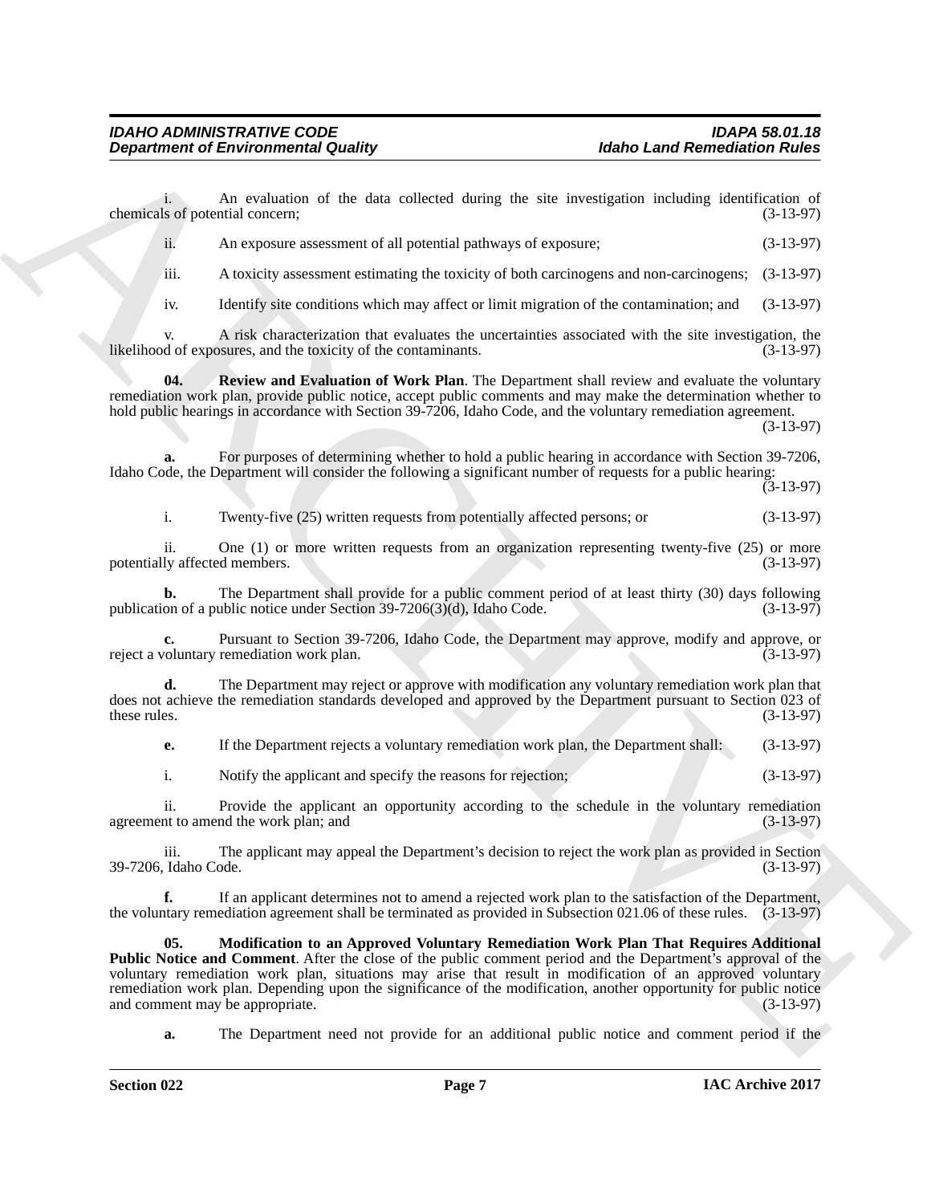i. An evaluation of the data collected during the site investigation including identification of chemicals of potential concern; (3-13-97)

ii. An exposure assessment of all potential pathways of exposure; (3-13-97)

iii. A toxicity assessment estimating the toxicity of both carcinogens and non-carcinogens; (3-13-97)

iv. Identify site conditions which may affect or limit migration of the contamination; and (3-13-97)

v. A risk characterization that evaluates the uncertainties associated with the site investigation, the likelihood of exposures, and the toxicity of the contaminants. (3-13-97)

**04. Review and Evaluation of Work Plan**. The Department shall review and evaluate the voluntary remediation work plan, provide public notice, accept public comments and may make the determination whether to hold public hearings in accordance with Section 39-7206, Idaho Code, and the voluntary remediation agreement. (3-13-97)

**a.** For purposes of determining whether to hold a public hearing in accordance with Section 39-7206, Idaho Code, the Department will consider the following a significant number of requests for a public hearing: (3-13-97)

i. Twenty-five (25) written requests from potentially affected persons; or (3-13-97)

ii. One (1) or more written requests from an organization representing twenty-five (25) or more potentially affected members. (3-13-97)

**b.** The Department shall provide for a public comment period of at least thirty (30) days following publication of a public notice under Section 39-7206(3)(d), Idaho Code. (3-13-97)

**c.** Pursuant to Section 39-7206, Idaho Code, the Department may approve, modify and approve, or reject a voluntary remediation work plan. (3-13-97)

**d.** The Department may reject or approve with modification any voluntary remediation work plan that does not achieve the remediation standards developed and approved by the Department pursuant to Section 023 of these rules. (3-13-97)

**e.** If the Department rejects a voluntary remediation work plan, the Department shall: (3-13-97)

i. Notify the applicant and specify the reasons for rejection; (3-13-97)

ii. Provide the applicant an opportunity according to the schedule in the voluntary remediation agreement to amend the work plan; and (3-13-97)

iii. The applicant may appeal the Department's decision to reject the work plan as provided in Section 39-7206, Idaho Code. (3-13-97)

**f.** If an applicant determines not to amend a rejected work plan to the satisfaction of the Department, the voluntary remediation agreement shall be terminated as provided in Subsection 021.06 of these rules. (3-13-97)

**05. Modification to an Approved Voluntary Remediation Work Plan That Requires Additional Public Notice and Comment**. After the close of the public comment period and the Department's approval of the voluntary remediation work plan, situations may arise that result in modification of an approved voluntary remediation work plan. Depending upon the significance of the modification, another opportunity for public notice and comment may be appropriate. (3-13-97)

**a.** The Department need not provide for an additional public notice and comment period if the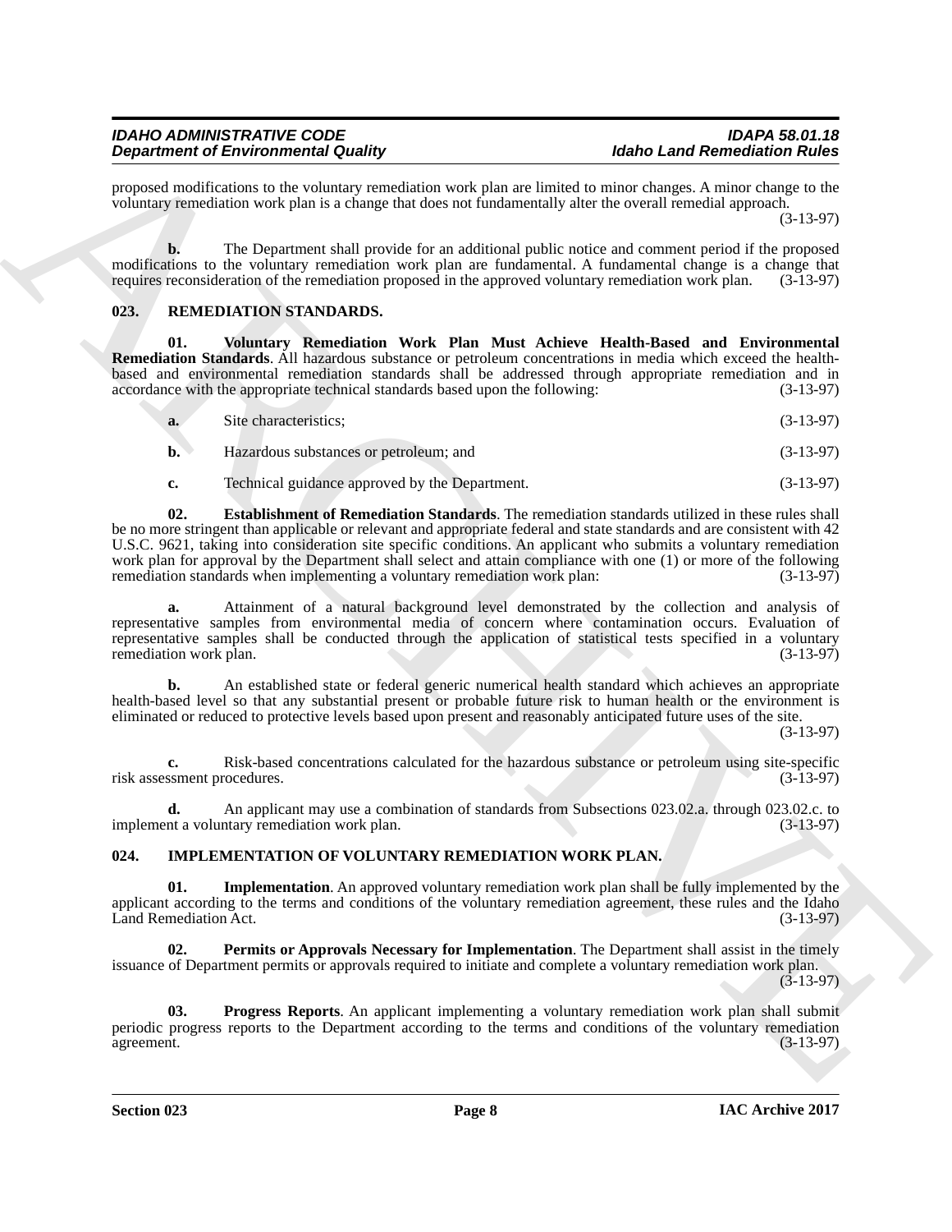proposed modifications to the voluntary remediation work plan are limited to minor changes. A minor change to the voluntary remediation work plan is a change that does not fundamentally alter the overall remedial approach. (3-13-97)

**b.** The Department shall provide for an additional public notice and comment period if the proposed modifications to the voluntary remediation work plan are fundamental. A fundamental change is a change that requires reconsideration of the remediation proposed in the approved voluntary remediation work plan. (3-13-97)

## 023. REMEDIATION STANDARDS.

**01. Voluntary Remediation Work Plan Must Achieve Health-Based and Environmental Remediation Standards**. All hazardous substance or petroleum concentrations in media which exceed the health-based and environmental remediation standards shall be addressed through appropriate remediation and in accordance with the appropriate technical standards based upon the following: (3-13-97)

**a.** Site characteristics; (3-13-97)

**b.** Hazardous substances or petroleum; and (3-13-97)

**c.** Technical guidance approved by the Department. (3-13-97)

**02. Establishment of Remediation Standards**. The remediation standards utilized in these rules shall be no more stringent than applicable or relevant and appropriate federal and state standards and are consistent with 42 U.S.C. 9621, taking into consideration site specific conditions. An applicant who submits a voluntary remediation work plan for approval by the Department shall select and attain compliance with one (1) or more of the following remediation standards when implementing a voluntary remediation work plan: (3-13-97)

**a.** Attainment of a natural background level demonstrated by the collection and analysis of representative samples from environmental media of concern where contamination occurs. Evaluation of representative samples shall be conducted through the application of statistical tests specified in a voluntary remediation work plan. (3-13-97)

**b.** An established state or federal generic numerical health standard which achieves an appropriate health-based level so that any substantial present or probable future risk to human health or the environment is eliminated or reduced to protective levels based upon present and reasonably anticipated future uses of the site. (3-13-97)

**c.** Risk-based concentrations calculated for the hazardous substance or petroleum using site-specific risk assessment procedures. (3-13-97)

**d.** An applicant may use a combination of standards from Subsections 023.02.a. through 023.02.c. to implement a voluntary remediation work plan. (3-13-97)

## 024. IMPLEMENTATION OF VOLUNTARY REMEDIATION WORK PLAN.

**01. Implementation**. An approved voluntary remediation work plan shall be fully implemented by the applicant according to the terms and conditions of the voluntary remediation agreement, these rules and the Idaho Land Remediation Act. (3-13-97)

**02. Permits or Approvals Necessary for Implementation**. The Department shall assist in the timely issuance of Department permits or approvals required to initiate and complete a voluntary remediation work plan. (3-13-97)

**03. Progress Reports**. An applicant implementing a voluntary remediation work plan shall submit periodic progress reports to the Department according to the terms and conditions of the voluntary remediation agreement. (3-13-97)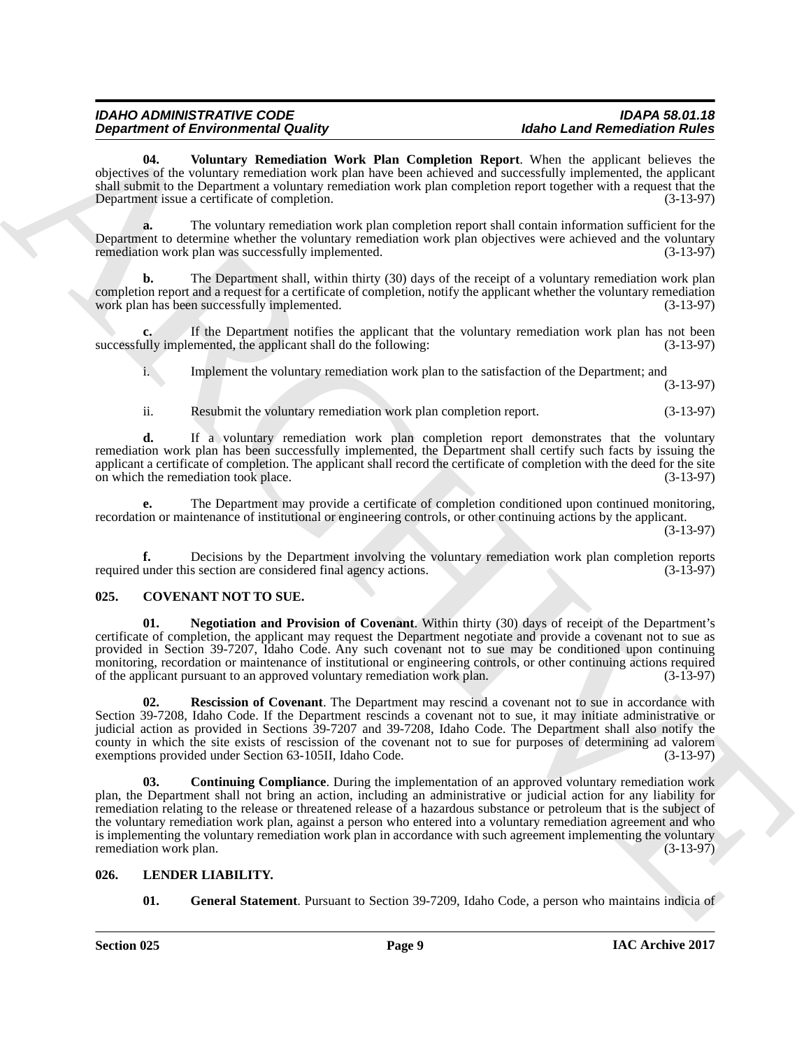**04. Voluntary Remediation Work Plan Completion Report**. When the applicant believes the objectives of the voluntary remediation work plan have been achieved and successfully implemented, the applicant shall submit to the Department a voluntary remediation work plan completion report together with a request that the Department issue a certificate of completion. (3-13-97)

**a.** The voluntary remediation work plan completion report shall contain information sufficient for the Department to determine whether the voluntary remediation work plan objectives were achieved and the voluntary remediation work plan was successfully implemented. (3-13-97)

**b.** The Department shall, within thirty (30) days of the receipt of a voluntary remediation work plan completion report and a request for a certificate of completion, notify the applicant whether the voluntary remediation work plan has been successfully implemented. (3-13-97)

**c.** If the Department notifies the applicant that the voluntary remediation work plan has not been successfully implemented, the applicant shall do the following: (3-13-97)

i. Implement the voluntary remediation work plan to the satisfaction of the Department; and (3-13-97)

ii. Resubmit the voluntary remediation work plan completion report. (3-13-97)

**d.** If a voluntary remediation work plan completion report demonstrates that the voluntary remediation work plan has been successfully implemented, the Department shall certify such facts by issuing the applicant a certificate of completion. The applicant shall record the certificate of completion with the deed for the site on which the remediation took place. (3-13-97)

**e.** The Department may provide a certificate of completion conditioned upon continued monitoring, recordation or maintenance of institutional or engineering controls, or other continuing actions by the applicant. (3-13-97)

**f.** Decisions by the Department involving the voluntary remediation work plan completion reports required under this section are considered final agency actions. (3-13-97)

## 025. COVENANT NOT TO SUE.

**01. Negotiation and Provision of Covenant**. Within thirty (30) days of receipt of the Department's certificate of completion, the applicant may request the Department negotiate and provide a covenant not to sue as provided in Section 39-7207, Idaho Code. Any such covenant not to sue may be conditioned upon continuing monitoring, recordation or maintenance of institutional or engineering controls, or other continuing actions required of the applicant pursuant to an approved voluntary remediation work plan. (3-13-97)

**02. Rescission of Covenant**. The Department may rescind a covenant not to sue in accordance with Section 39-7208, Idaho Code. If the Department rescinds a covenant not to sue, it may initiate administrative or judicial action as provided in Sections 39-7207 and 39-7208, Idaho Code. The Department shall also notify the county in which the site exists of rescission of the covenant not to sue for purposes of determining ad valorem exemptions provided under Section 63-105II, Idaho Code. (3-13-97)

**03. Continuing Compliance**. During the implementation of an approved voluntary remediation work plan, the Department shall not bring an action, including an administrative or judicial action for any liability for remediation relating to the release or threatened release of a hazardous substance or petroleum that is the subject of the voluntary remediation work plan, against a person who entered into a voluntary remediation agreement and who is implementing the voluntary remediation work plan in accordance with such agreement implementing the voluntary remediation work plan. (3-13-97)

## 026. LENDER LIABILITY.

**01. General Statement**. Pursuant to Section 39-7209, Idaho Code, a person who maintains indicia of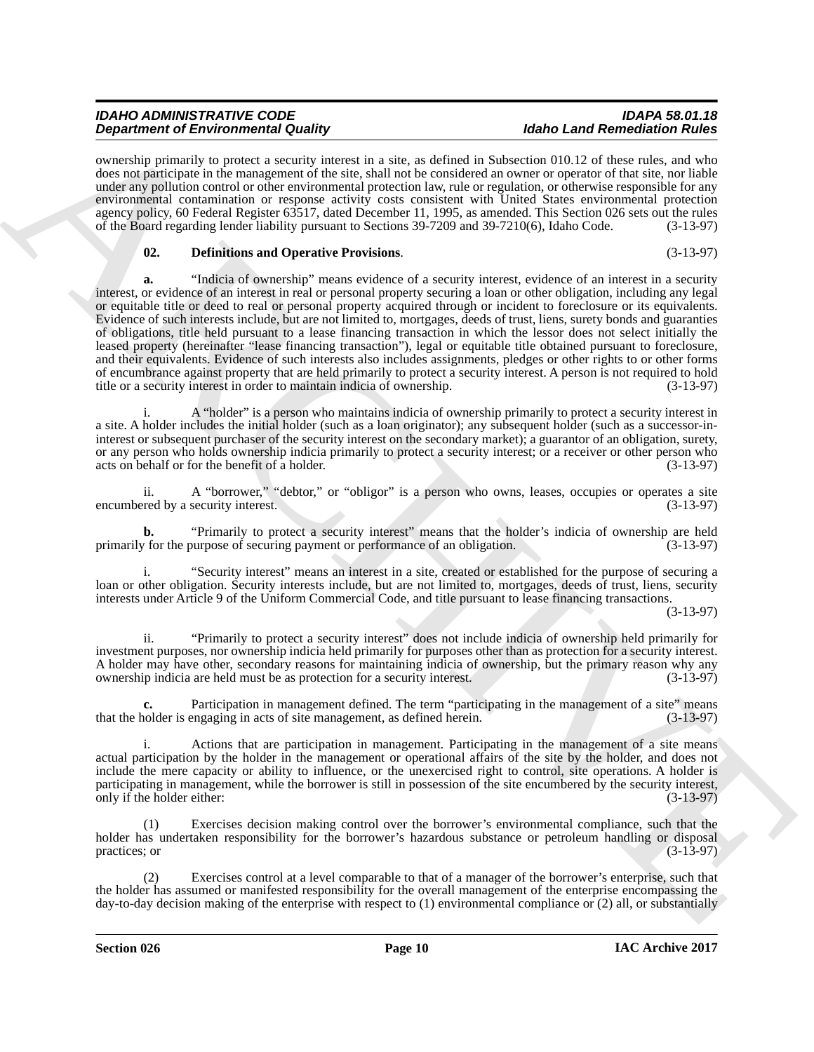ownership primarily to protect a security interest in a site, as defined in Subsection 010.12 of these rules, and who does not participate in the management of the site, shall not be considered an owner or operator of that site, nor liable under any pollution control or other environmental protection law, rule or regulation, or otherwise responsible for any environmental contamination or response activity costs consistent with United States environmental protection agency policy, 60 Federal Register 63517, dated December 11, 1995, as amended. This Section 026 sets out the rules of the Board regarding lender liability pursuant to Sections 39-7209 and 39-7210(6), Idaho Code. (3-13-97)

**02. Definitions and Operative Provisions**. (3-13-97)

**a.** "Indicia of ownership" means evidence of a security interest, evidence of an interest in a security interest, or evidence of an interest in real or personal property securing a loan or other obligation, including any legal or equitable title or deed to real or personal property acquired through or incident to foreclosure or its equivalents. Evidence of such interests include, but are not limited to, mortgages, deeds of trust, liens, surety bonds and guaranties of obligations, title held pursuant to a lease financing transaction in which the lessor does not select initially the leased property (hereinafter "lease financing transaction"), legal or equitable title obtained pursuant to foreclosure, and their equivalents. Evidence of such interests also includes assignments, pledges or other rights to or other forms of encumbrance against property that are held primarily to protect a security interest. A person is not required to hold title or a security interest in order to maintain indicia of ownership. (3-13-97)

i. A "holder" is a person who maintains indicia of ownership primarily to protect a security interest in a site. A holder includes the initial holder (such as a loan originator); any subsequent holder (such as a successor-in-interest or subsequent purchaser of the security interest on the secondary market); a guarantor of an obligation, surety, or any person who holds ownership indicia primarily to protect a security interest; or a receiver or other person who acts on behalf or for the benefit of a holder. (3-13-97)

ii. A "borrower," "debtor," or "obligor" is a person who owns, leases, occupies or operates a site encumbered by a security interest. (3-13-97)

**b.** "Primarily to protect a security interest" means that the holder's indicia of ownership are held primarily for the purpose of securing payment or performance of an obligation. (3-13-97)

i. "Security interest" means an interest in a site, created or established for the purpose of securing a loan or other obligation. Security interests include, but are not limited to, mortgages, deeds of trust, liens, security interests under Article 9 of the Uniform Commercial Code, and title pursuant to lease financing transactions. (3-13-97)

ii. "Primarily to protect a security interest" does not include indicia of ownership held primarily for investment purposes, nor ownership indicia held primarily for purposes other than as protection for a security interest. A holder may have other, secondary reasons for maintaining indicia of ownership, but the primary reason why any ownership indicia are held must be as protection for a security interest. (3-13-97)

**c.** Participation in management defined. The term "participating in the management of a site" means that the holder is engaging in acts of site management, as defined herein. (3-13-97)

i. Actions that are participation in management. Participating in the management of a site means actual participation by the holder in the management or operational affairs of the site by the holder, and does not include the mere capacity or ability to influence, or the unexercised right to control, site operations. A holder is participating in management, while the borrower is still in possession of the site encumbered by the security interest, only if the holder either: (3-13-97)

(1) Exercises decision making control over the borrower's environmental compliance, such that the holder has undertaken responsibility for the borrower's hazardous substance or petroleum handling or disposal practices; or (3-13-97)

(2) Exercises control at a level comparable to that of a manager of the borrower's enterprise, such that the holder has assumed or manifested responsibility for the overall management of the enterprise encompassing the day-to-day decision making of the enterprise with respect to (1) environmental compliance or (2) all, or substantially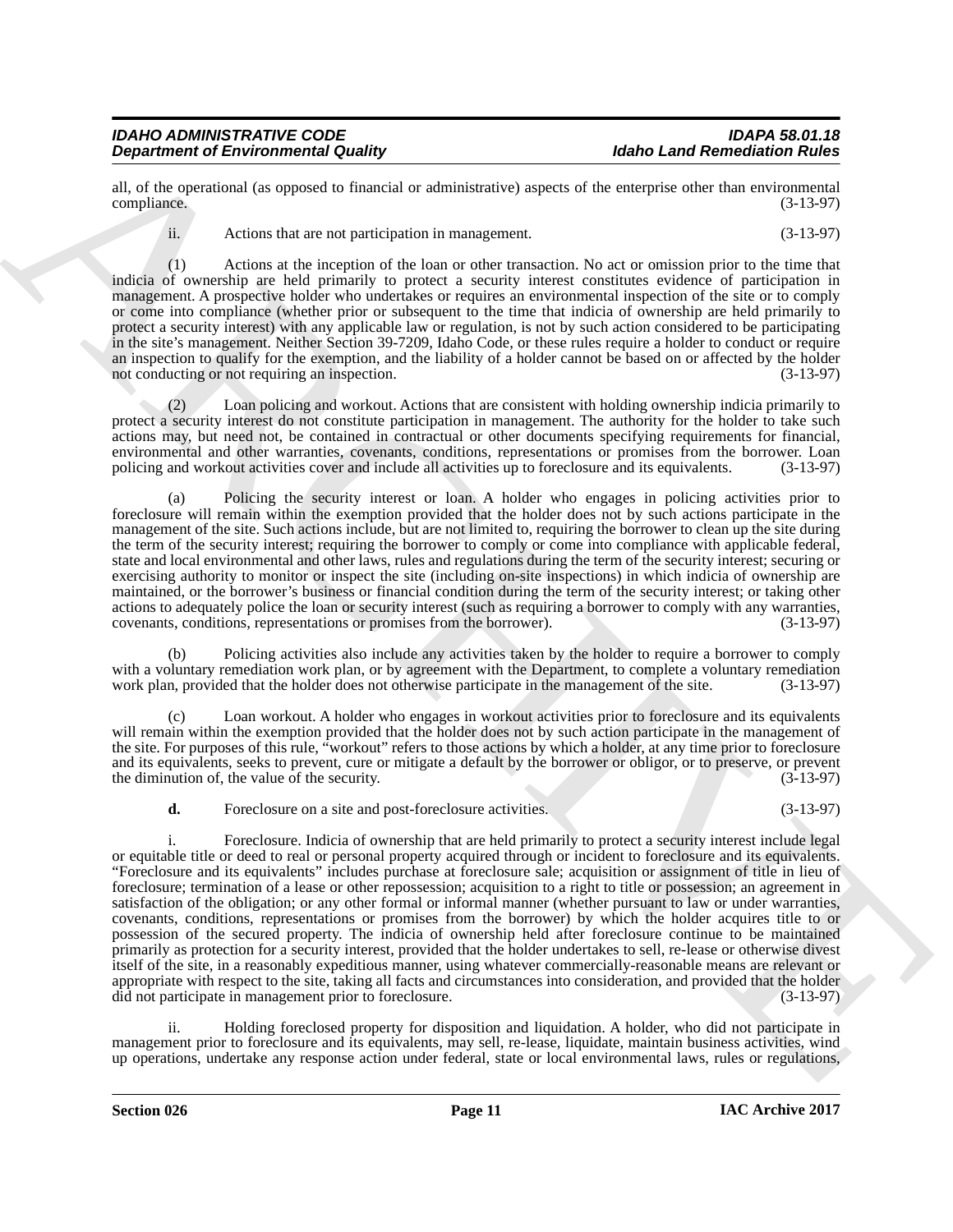all, of the operational (as opposed to financial or administrative) aspects of the enterprise other than environmental compliance. (3-13-97)

ii. Actions that are not participation in management. (3-13-97)

(1) Actions at the inception of the loan or other transaction. No act or omission prior to the time that indicia of ownership are held primarily to protect a security interest constitutes evidence of participation in management. A prospective holder who undertakes or requires an environmental inspection of the site or to comply or come into compliance (whether prior or subsequent to the time that indicia of ownership are held primarily to protect a security interest) with any applicable law or regulation, is not by such action considered to be participating in the site's management. Neither Section 39-7209, Idaho Code, or these rules require a holder to conduct or require an inspection to qualify for the exemption, and the liability of a holder cannot be based on or affected by the holder not conducting or not requiring an inspection. (3-13-97)

(2) Loan policing and workout. Actions that are consistent with holding ownership indicia primarily to protect a security interest do not constitute participation in management. The authority for the holder to take such actions may, but need not, be contained in contractual or other documents specifying requirements for financial, environmental and other warranties, covenants, conditions, representations or promises from the borrower. Loan policing and workout activities cover and include all activities up to foreclosure and its equivalents. (3-13-97)

(a) Policing the security interest or loan. A holder who engages in policing activities prior to foreclosure will remain within the exemption provided that the holder does not by such actions participate in the management of the site. Such actions include, but are not limited to, requiring the borrower to clean up the site during the term of the security interest; requiring the borrower to comply or come into compliance with applicable federal, state and local environmental and other laws, rules and regulations during the term of the security interest; securing or exercising authority to monitor or inspect the site (including on-site inspections) in which indicia of ownership are maintained, or the borrower's business or financial condition during the term of the security interest; or taking other actions to adequately police the loan or security interest (such as requiring a borrower to comply with any warranties, covenants, conditions, representations or promises from the borrower). (3-13-97)

(b) Policing activities also include any activities taken by the holder to require a borrower to comply with a voluntary remediation work plan, or by agreement with the Department, to complete a voluntary remediation work plan, provided that the holder does not otherwise participate in the management of the site. (3-13-97)

(c) Loan workout. A holder who engages in workout activities prior to foreclosure and its equivalents will remain within the exemption provided that the holder does not by such action participate in the management of the site. For purposes of this rule, "workout" refers to those actions by which a holder, at any time prior to foreclosure and its equivalents, seeks to prevent, cure or mitigate a default by the borrower or obligor, or to preserve, or prevent the diminution of, the value of the security. (3-13-97)

**d.** Foreclosure on a site and post-foreclosure activities. (3-13-97)

i. Foreclosure. Indicia of ownership that are held primarily to protect a security interest include legal or equitable title or deed to real or personal property acquired through or incident to foreclosure and its equivalents. "Foreclosure and its equivalents" includes purchase at foreclosure sale; acquisition or assignment of title in lieu of foreclosure; termination of a lease or other repossession; acquisition to a right to title or possession; an agreement in satisfaction of the obligation; or any other formal or informal manner (whether pursuant to law or under warranties, covenants, conditions, representations or promises from the borrower) by which the holder acquires title to or possession of the secured property. The indicia of ownership held after foreclosure continue to be maintained primarily as protection for a security interest, provided that the holder undertakes to sell, re-lease or otherwise divest itself of the site, in a reasonably expeditious manner, using whatever commercially-reasonable means are relevant or appropriate with respect to the site, taking all facts and circumstances into consideration, and provided that the holder did not participate in management prior to foreclosure. (3-13-97)

ii. Holding foreclosed property for disposition and liquidation. A holder, who did not participate in management prior to foreclosure and its equivalents, may sell, re-lease, liquidate, maintain business activities, wind up operations, undertake any response action under federal, state or local environmental laws, rules or regulations,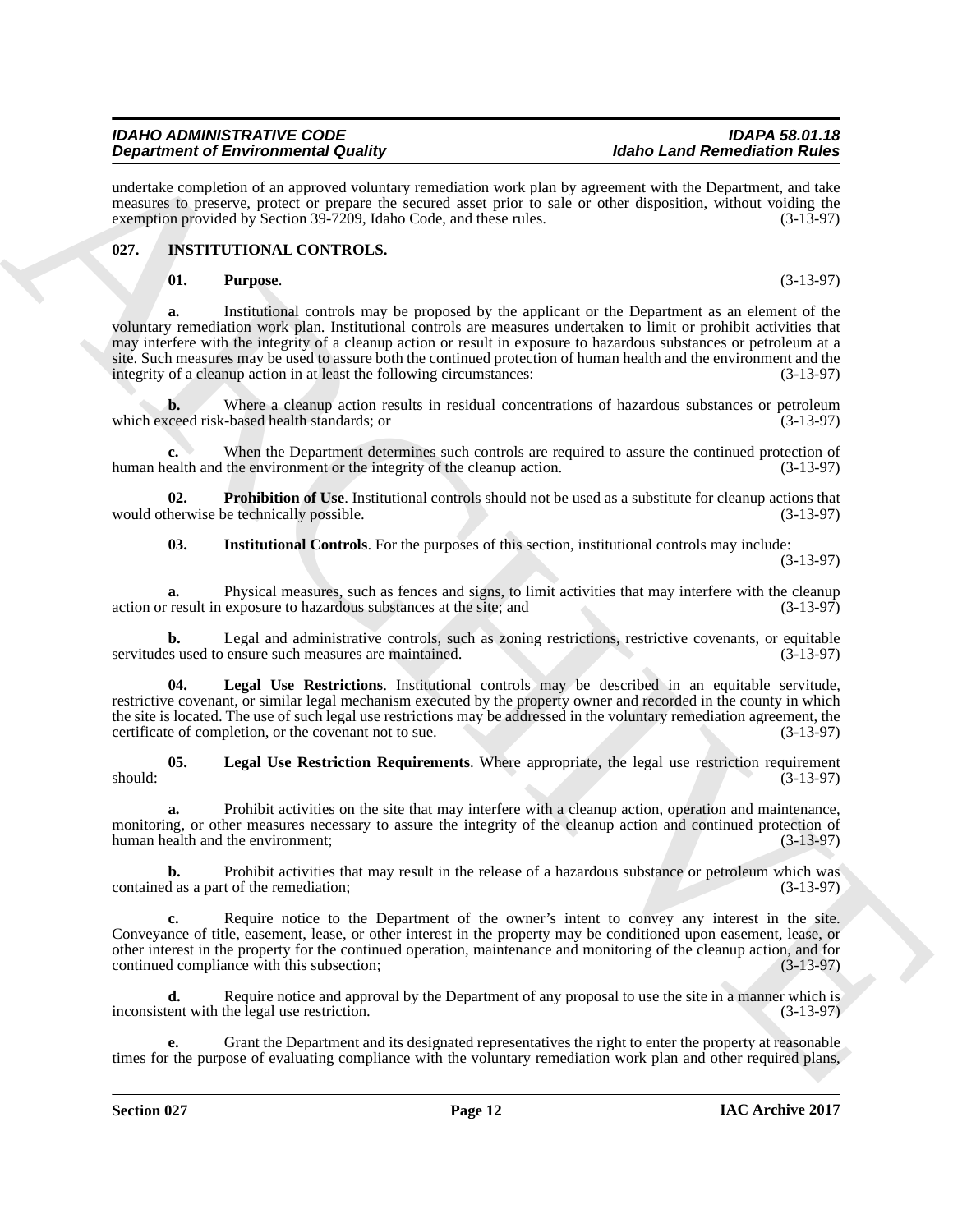undertake completion of an approved voluntary remediation work plan by agreement with the Department, and take measures to preserve, protect or prepare the secured asset prior to sale or other disposition, without voiding the exemption provided by Section 39-7209, Idaho Code, and these rules. (3-13-97)

### 027. INSTITUTIONAL CONTROLS.

**01. Purpose**. (3-13-97)

**a.** Institutional controls may be proposed by the applicant or the Department as an element of the voluntary remediation work plan. Institutional controls are measures undertaken to limit or prohibit activities that may interfere with the integrity of a cleanup action or result in exposure to hazardous substances or petroleum at a site. Such measures may be used to assure both the continued protection of human health and the environment and the integrity of a cleanup action in at least the following circumstances: (3-13-97)

**b.** Where a cleanup action results in residual concentrations of hazardous substances or petroleum which exceed risk-based health standards; or (3-13-97)

**c.** When the Department determines such controls are required to assure the continued protection of human health and the environment or the integrity of the cleanup action. (3-13-97)

**02. Prohibition of Use**. Institutional controls should not be used as a substitute for cleanup actions that would otherwise be technically possible. (3-13-97)

**03. Institutional Controls**. For the purposes of this section, institutional controls may include: (3-13-97)

**a.** Physical measures, such as fences and signs, to limit activities that may interfere with the cleanup action or result in exposure to hazardous substances at the site; and (3-13-97)

**b.** Legal and administrative controls, such as zoning restrictions, restrictive covenants, or equitable servitudes used to ensure such measures are maintained. (3-13-97)

**04. Legal Use Restrictions**. Institutional controls may be described in an equitable servitude, restrictive covenant, or similar legal mechanism executed by the property owner and recorded in the county in which the site is located. The use of such legal use restrictions may be addressed in the voluntary remediation agreement, the certificate of completion, or the covenant not to sue. (3-13-97)

**05. Legal Use Restriction Requirements**. Where appropriate, the legal use restriction requirement should: (3-13-97)

**a.** Prohibit activities on the site that may interfere with a cleanup action, operation and maintenance, monitoring, or other measures necessary to assure the integrity of the cleanup action and continued protection of human health and the environment; (3-13-97)

**b.** Prohibit activities that may result in the release of a hazardous substance or petroleum which was contained as a part of the remediation; (3-13-97)

**c.** Require notice to the Department of the owner's intent to convey any interest in the site. Conveyance of title, easement, lease, or other interest in the property may be conditioned upon easement, lease, or other interest in the property for the continued operation, maintenance and monitoring of the cleanup action, and for continued compliance with this subsection; (3-13-97)

**d.** Require notice and approval by the Department of any proposal to use the site in a manner which is inconsistent with the legal use restriction. (3-13-97)

**e.** Grant the Department and its designated representatives the right to enter the property at reasonable times for the purpose of evaluating compliance with the voluntary remediation work plan and other required plans,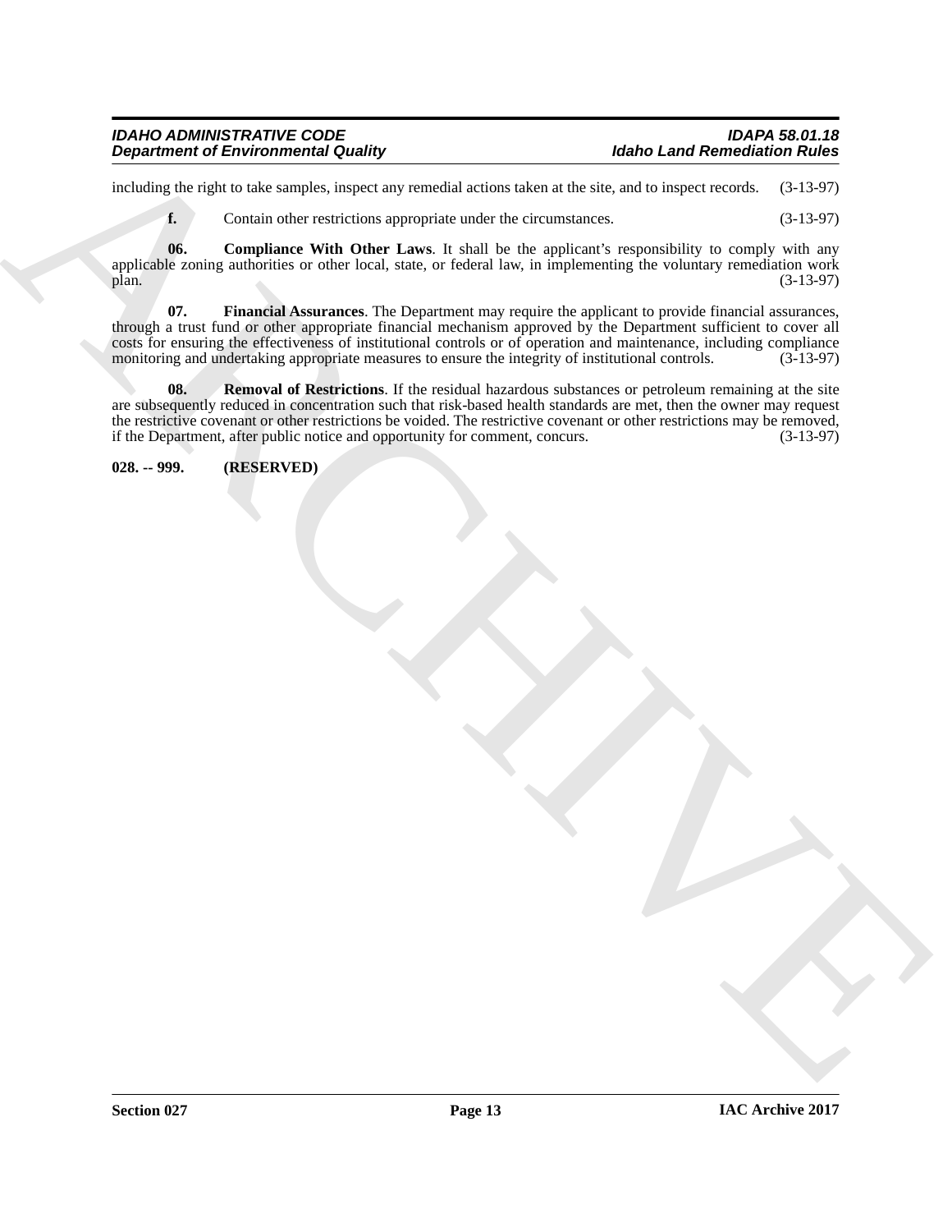including the right to take samples, inspect any remedial actions taken at the site, and to inspect records. (3-13-97)

**f.** Contain other restrictions appropriate under the circumstances. (3-13-97)

**06. Compliance With Other Laws**. It shall be the applicant's responsibility to comply with any applicable zoning authorities or other local, state, or federal law, in implementing the voluntary remediation work plan. (3-13-97)

**07. Financial Assurances**. The Department may require the applicant to provide financial assurances, through a trust fund or other appropriate financial mechanism approved by the Department sufficient to cover all costs for ensuring the effectiveness of institutional controls or of operation and maintenance, including compliance monitoring and undertaking appropriate measures to ensure the integrity of institutional controls. (3-13-97)

**08. Removal of Restrictions**. If the residual hazardous substances or petroleum remaining at the site are subsequently reduced in concentration such that risk-based health standards are met, then the owner may request the restrictive covenant or other restrictions be voided. The restrictive covenant or other restrictions may be removed, if the Department, after public notice and opportunity for comment, concurs. (3-13-97)

**028. -- 999. (RESERVED)**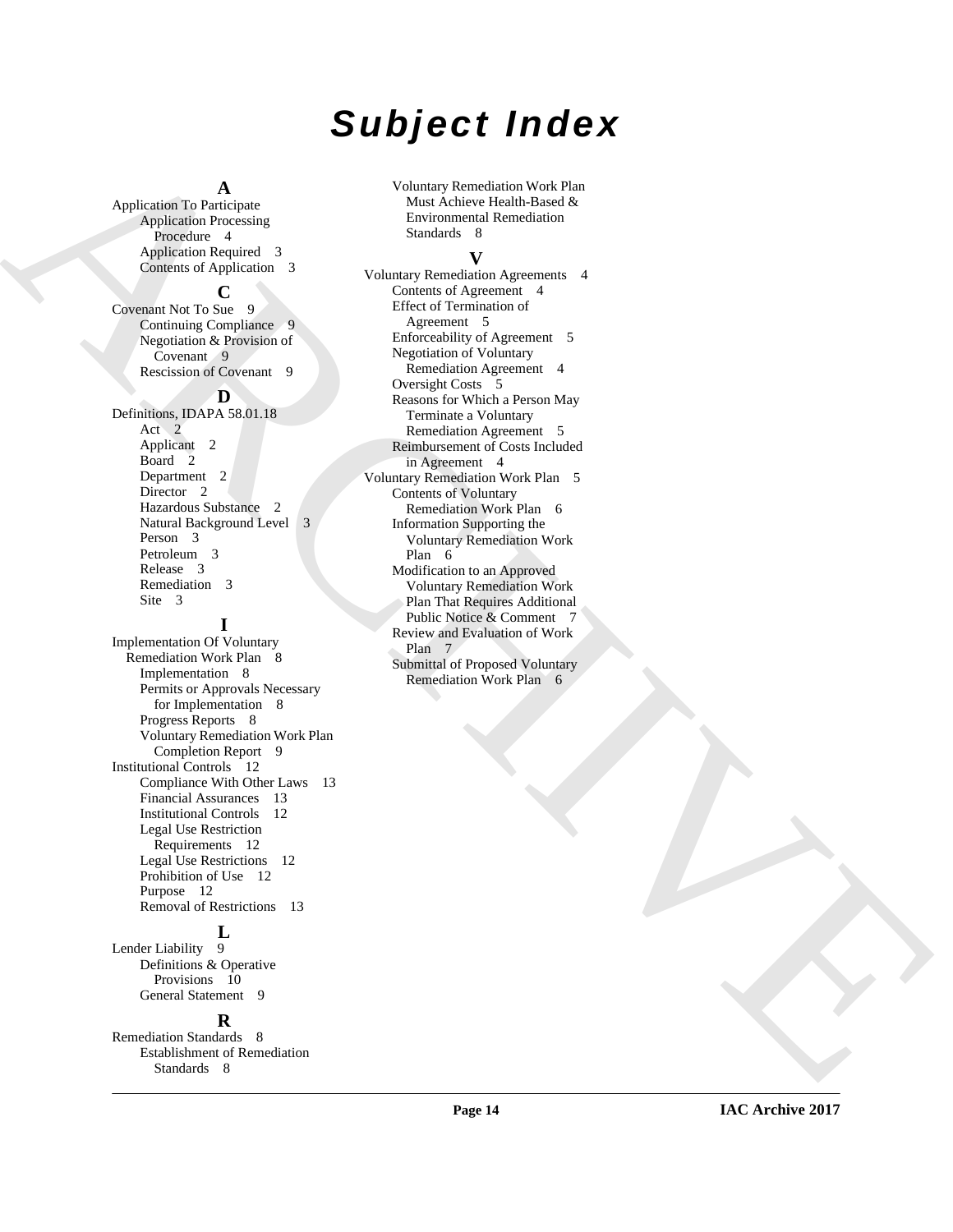# Subject Index

**A**

Application To Participate
- Application Processing Procedure 4
- Application Required 3
- Contents of Application 3

**C**

Covenant Not To Sue 9
- Continuing Compliance 9
- Negotiation & Provision of Covenant 9
- Rescission of Covenant 9

**D**

Definitions, IDAPA 58.01.18
- Act 2
- Applicant 2
- Board 2
- Department 2
- Director 2
- Hazardous Substance 2
- Natural Background Level 3
- Person 3
- Petroleum 3
- Release 3
- Remediation 3
- Site 3

**I**

Implementation Of Voluntary Remediation Work Plan 8
- Implementation 8
- Permits or Approvals Necessary for Implementation 8
- Progress Reports 8
- Voluntary Remediation Work Plan Completion Report 9

Institutional Controls 12
- Compliance With Other Laws 13
- Financial Assurances 13
- Institutional Controls 12
- Legal Use Restriction Requirements 12
- Legal Use Restrictions 12
- Prohibition of Use 12
- Purpose 12
- Removal of Restrictions 13

**L**

Lender Liability 9
- Definitions & Operative Provisions 10
- General Statement 9

**R**

Remediation Standards 8
- Establishment of Remediation Standards 8
- Voluntary Remediation Work Plan Must Achieve Health-Based & Environmental Remediation Standards 8

**V**

Voluntary Remediation Agreements 4
- Contents of Agreement 4
- Effect of Termination of Agreement 5
- Enforceability of Agreement 5
- Negotiation of Voluntary Remediation Agreement 4
- Oversight Costs 5
- Reasons for Which a Person May Terminate a Voluntary Remediation Agreement 5
- Reimbursement of Costs Included in Agreement 4

Voluntary Remediation Work Plan 5
- Contents of Voluntary Remediation Work Plan 6
- Information Supporting the Voluntary Remediation Work Plan 6
- Modification to an Approved Voluntary Remediation Work Plan That Requires Additional Public Notice & Comment 7
- Review and Evaluation of Work Plan 7
- Submittal of Proposed Voluntary Remediation Work Plan 6